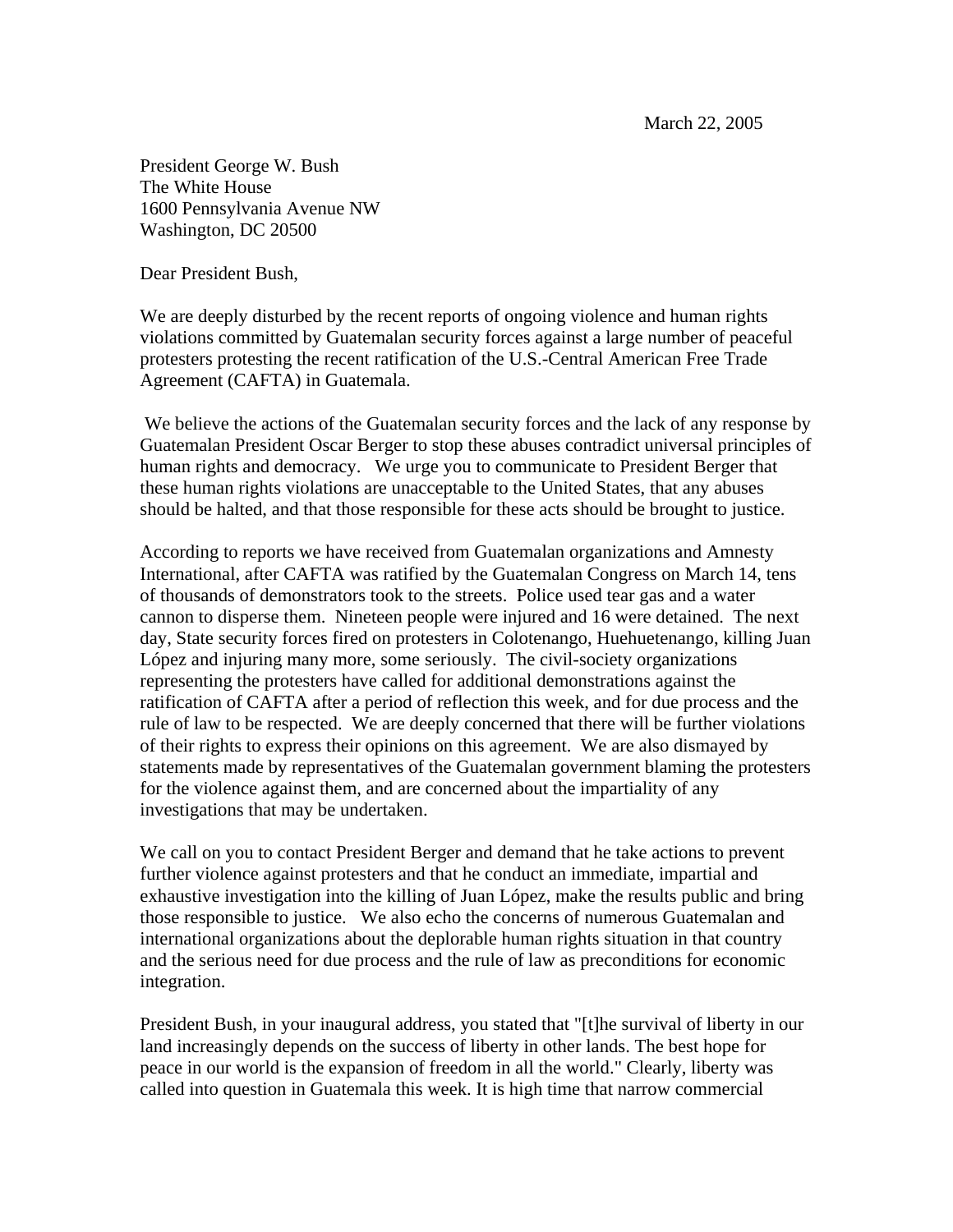March 22, 2005

President George W. Bush
The White House
1600 Pennsylvania Avenue NW
Washington, DC 20500

Dear President Bush,

We are deeply disturbed by the recent reports of ongoing violence and human rights violations committed by Guatemalan security forces against a large number of peaceful protesters protesting the recent ratification of the U.S.-Central American Free Trade Agreement (CAFTA) in Guatemala.

We believe the actions of the Guatemalan security forces and the lack of any response by Guatemalan President Oscar Berger to stop these abuses contradict universal principles of human rights and democracy. We urge you to communicate to President Berger that these human rights violations are unacceptable to the United States, that any abuses should be halted, and that those responsible for these acts should be brought to justice.

According to reports we have received from Guatemalan organizations and Amnesty International, after CAFTA was ratified by the Guatemalan Congress on March 14, tens of thousands of demonstrators took to the streets. Police used tear gas and a water cannon to disperse them. Nineteen people were injured and 16 were detained. The next day, State security forces fired on protesters in Colotenango, Huehuetenango, killing Juan López and injuring many more, some seriously. The civil-society organizations representing the protesters have called for additional demonstrations against the ratification of CAFTA after a period of reflection this week, and for due process and the rule of law to be respected. We are deeply concerned that there will be further violations of their rights to express their opinions on this agreement. We are also dismayed by statements made by representatives of the Guatemalan government blaming the protesters for the violence against them, and are concerned about the impartiality of any investigations that may be undertaken.

We call on you to contact President Berger and demand that he take actions to prevent further violence against protesters and that he conduct an immediate, impartial and exhaustive investigation into the killing of Juan López, make the results public and bring those responsible to justice. We also echo the concerns of numerous Guatemalan and international organizations about the deplorable human rights situation in that country and the serious need for due process and the rule of law as preconditions for economic integration.

President Bush, in your inaugural address, you stated that "[t]he survival of liberty in our land increasingly depends on the success of liberty in other lands. The best hope for peace in our world is the expansion of freedom in all the world." Clearly, liberty was called into question in Guatemala this week. It is high time that narrow commercial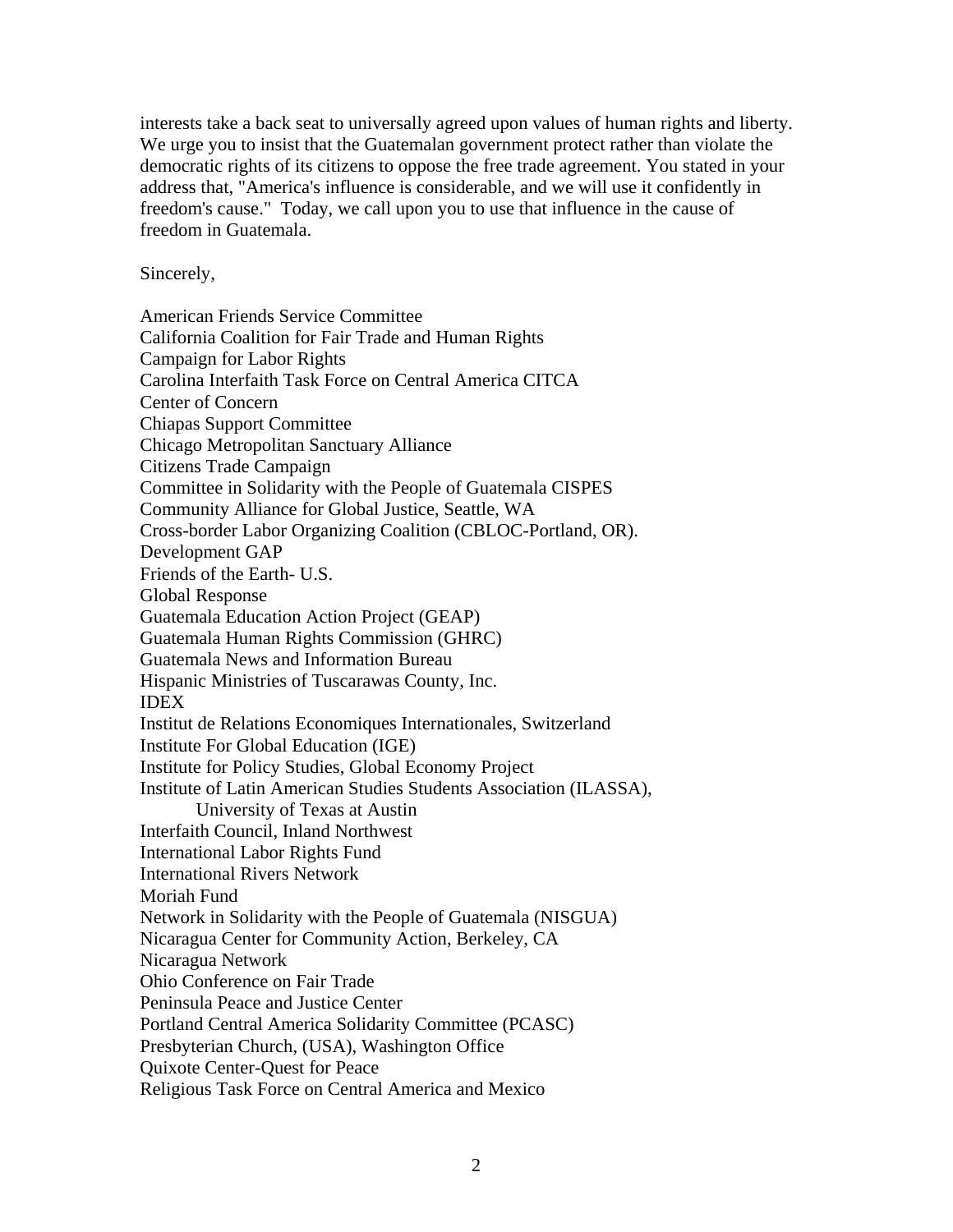interests take a back seat to universally agreed upon values of human rights and liberty. We urge you to insist that the Guatemalan government protect rather than violate the democratic rights of its citizens to oppose the free trade agreement. You stated in your address that, "America's influence is considerable, and we will use it confidently in freedom's cause." Today, we call upon you to use that influence in the cause of freedom in Guatemala.

Sincerely,

American Friends Service Committee
California Coalition for Fair Trade and Human Rights
Campaign for Labor Rights
Carolina Interfaith Task Force on Central America CITCA
Center of Concern
Chiapas Support Committee
Chicago Metropolitan Sanctuary Alliance
Citizens Trade Campaign
Committee in Solidarity with the People of Guatemala CISPES
Community Alliance for Global Justice, Seattle, WA
Cross-border Labor Organizing Coalition (CBLOC-Portland, OR).
Development GAP
Friends of the Earth- U.S.
Global Response
Guatemala Education Action Project (GEAP)
Guatemala Human Rights Commission (GHRC)
Guatemala News and Information Bureau
Hispanic Ministries of Tuscarawas County, Inc.
IDEX
Institut de Relations Economiques Internationales, Switzerland
Institute For Global Education (IGE)
Institute for Policy Studies, Global Economy Project
Institute of Latin American Studies Students Association (ILASSA),
    University of Texas at Austin
Interfaith Council, Inland Northwest
International Labor Rights Fund
International Rivers Network
Moriah Fund
Network in Solidarity with the People of Guatemala (NISGUA)
Nicaragua Center for Community Action, Berkeley, CA
Nicaragua Network
Ohio Conference on Fair Trade
Peninsula Peace and Justice Center
Portland Central America Solidarity Committee (PCASC)
Presbyterian Church, (USA), Washington Office
Quixote Center-Quest for Peace
Religious Task Force on Central America and Mexico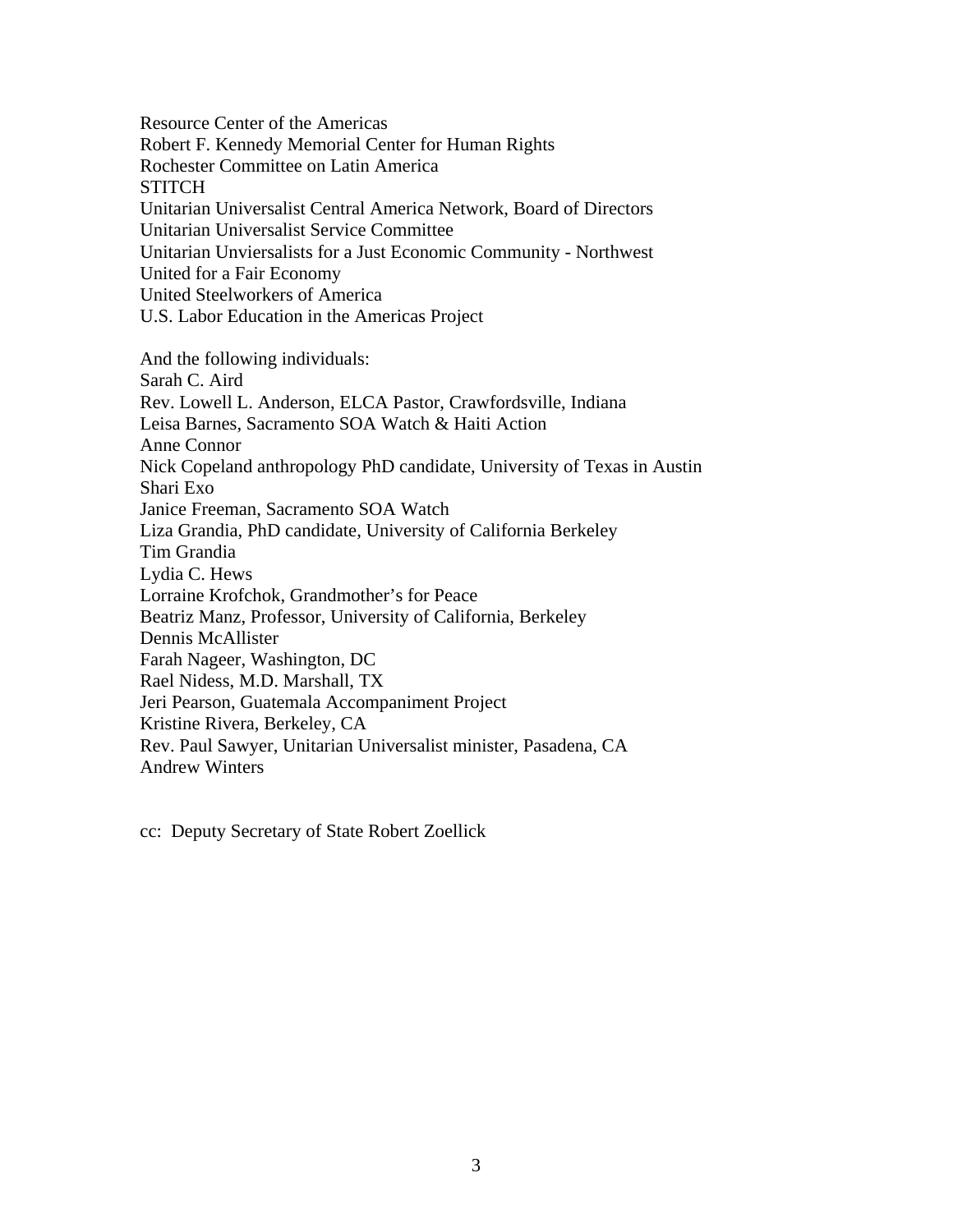Resource Center of the Americas
Robert F. Kennedy Memorial Center for Human Rights
Rochester Committee on Latin America
STITCH
Unitarian Universalist Central America Network, Board of Directors
Unitarian Universalist Service Committee
Unitarian Unviersalists for a Just Economic Community - Northwest
United for a Fair Economy
United Steelworkers of America
U.S. Labor Education in the Americas Project

And the following individuals:
Sarah C. Aird
Rev. Lowell L. Anderson, ELCA Pastor, Crawfordsville, Indiana
Leisa Barnes, Sacramento SOA Watch & Haiti Action
Anne Connor
Nick Copeland anthropology PhD candidate, University of Texas in Austin
Shari Exo
Janice Freeman, Sacramento SOA Watch
Liza Grandia, PhD candidate, University of California Berkeley
Tim Grandia
Lydia C. Hews
Lorraine Krofchok, Grandmother's for Peace
Beatriz Manz, Professor, University of California, Berkeley
Dennis McAllister
Farah Nageer, Washington, DC
Rael Nidess, M.D. Marshall, TX
Jeri Pearson, Guatemala Accompaniment Project
Kristine Rivera, Berkeley, CA
Rev. Paul Sawyer, Unitarian Universalist minister, Pasadena, CA
Andrew Winters

cc: Deputy Secretary of State Robert Zoellick